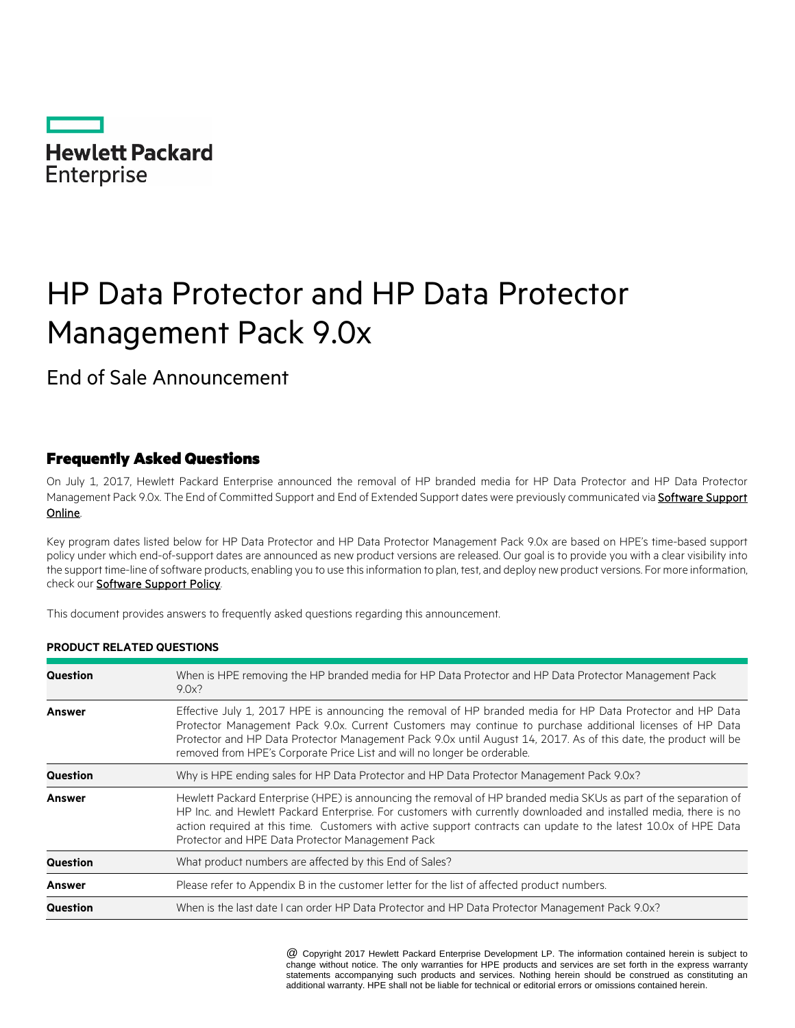Hewlett Packard Enterprise

# HP Data Protector and HP Data Protector Management Pack 9.0x

## End of Sale Announcement

### Frequently Asked Questions

On July 1, 2017, Hewlett Packard Enterprise announced the removal of HP branded media for HP Data Protector and HP Data Protector Management Pack 9.0x. The End of Committed Support and End of Extended Support dates were previously communicated via **Software Support Online**.

Key program dates listed below for HP Data Protector and HP Data Protector Management Pack 9.0x are based on HPE's time-based support policy under which end-of-support dates are announced as new product versions are released. Our goal is to provide you with a clear visibility into the support time-line of software products, enabling you to use this information to plan, test, and deploy new product versions. For more information, check our **Software Support Policy**.

This document provides answers to frequently asked questions regarding this announcement.

**PRODUCT RELATED QUESTIONS**

| | |
|---|---|
| **Question** | When is HPE removing the HP branded media for HP Data Protector and HP Data Protector Management Pack 9.0x? |
| **Answer** | Effective July 1, 2017 HPE is announcing the removal of HP branded media for HP Data Protector and HP Data Protector Management Pack 9.0x. Current Customers may continue to purchase additional licenses of HP Data Protector and HP Data Protector Management Pack 9.0x until August 14, 2017. As of this date, the product will be removed from HPE's Corporate Price List and will no longer be orderable. |
| **Question** | Why is HPE ending sales for HP Data Protector and HP Data Protector Management Pack 9.0x? |
| **Answer** | Hewlett Packard Enterprise (HPE) is announcing the removal of HP branded media SKUs as part of the separation of HP Inc. and Hewlett Packard Enterprise. For customers with currently downloaded and installed media, there is no action required at this time. Customers with active support contracts can update to the latest 10.0x of HPE Data Protector and HPE Data Protector Management Pack |
| **Question** | What product numbers are affected by this End of Sales? |
| **Answer** | Please refer to Appendix B in the customer letter for the list of affected product numbers. |
| **Question** | When is the last date I can order HP Data Protector and HP Data Protector Management Pack 9.0x? |

@ Copyright 2017 Hewlett Packard Enterprise Development LP. The information contained herein is subject to change without notice. The only warranties for HPE products and services are set forth in the express warranty statements accompanying such products and services. Nothing herein should be construed as constituting an additional warranty. HPE shall not be liable for technical or editorial errors or omissions contained herein.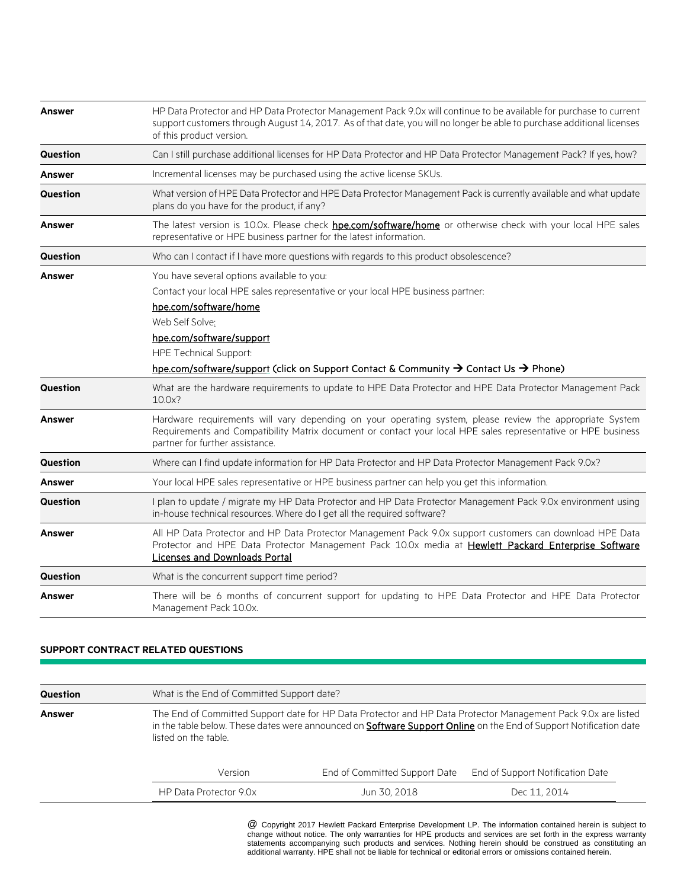| | |
|---|---|
| **Answer** | HP Data Protector and HP Data Protector Management Pack 9.0x will continue to be available for purchase to current support customers through August 14, 2017. As of that date, you will no longer be able to purchase additional licenses of this product version. |
| **Question** | Can I still purchase additional licenses for HP Data Protector and HP Data Protector Management Pack? If yes, how? |
| **Answer** | Incremental licenses may be purchased using the active license SKUs. |
| **Question** | What version of HPE Data Protector and HPE Data Protector Management Pack is currently available and what update plans do you have for the product, if any? |
| **Answer** | The latest version is 10.0x. Please check **hpe.com/software/home** or otherwise check with your local HPE sales representative or HPE business partner for the latest information. |
| **Question** | Who can I contact if I have more questions with regards to this product obsolescence? |
| **Answer** | You have several options available to you: <br> Contact your local HPE sales representative or your local HPE business partner: <br> hpe.com/software/home <br> Web Self Solve: <br> hpe.com/software/support <br> HPE Technical Support: <br> hpe.com/software/support (click on Support Contact & Community → Contact Us → Phone) |
| **Question** | What are the hardware requirements to update to HPE Data Protector and HPE Data Protector Management Pack 10.0x? |
| **Answer** | Hardware requirements will vary depending on your operating system, please review the appropriate System Requirements and Compatibility Matrix document or contact your local HPE sales representative or HPE business partner for further assistance. |
| **Question** | Where can I find update information for HP Data Protector and HP Data Protector Management Pack 9.0x? |
| **Answer** | Your local HPE sales representative or HPE business partner can help you get this information. |
| **Question** | I plan to update / migrate my HP Data Protector and HP Data Protector Management Pack 9.0x environment using in-house technical resources. Where do I get all the required software? |
| **Answer** | All HP Data Protector and HP Data Protector Management Pack 9.0x support customers can download HPE Data Protector and HPE Data Protector Management Pack 10.0x media at **Hewlett Packard Enterprise Software Licenses and Downloads Portal** |
| **Question** | What is the concurrent support time period? |
| **Answer** | There will be 6 months of concurrent support for updating to HPE Data Protector and HPE Data Protector Management Pack 10.0x. |

## SUPPORT CONTRACT RELATED QUESTIONS

| | |
|---|---|
| **Question** | What is the End of Committed Support date? |
| **Answer** | The End of Committed Support date for HP Data Protector and HP Data Protector Management Pack 9.0x are listed in the table below. These dates were announced on **Software Support Online** on the End of Support Notification date listed on the table. |

| Version | End of Committed Support Date | End of Support Notification Date |
|---|---|---|
| HP Data Protector 9.0x | Jun 30, 2018 | Dec 11, 2014 |

@ Copyright 2017 Hewlett Packard Enterprise Development LP. The information contained herein is subject to change without notice. The only warranties for HPE products and services are set forth in the express warranty statements accompanying such products and services. Nothing herein should be construed as constituting an additional warranty. HPE shall not be liable for technical or editorial errors or omissions contained herein.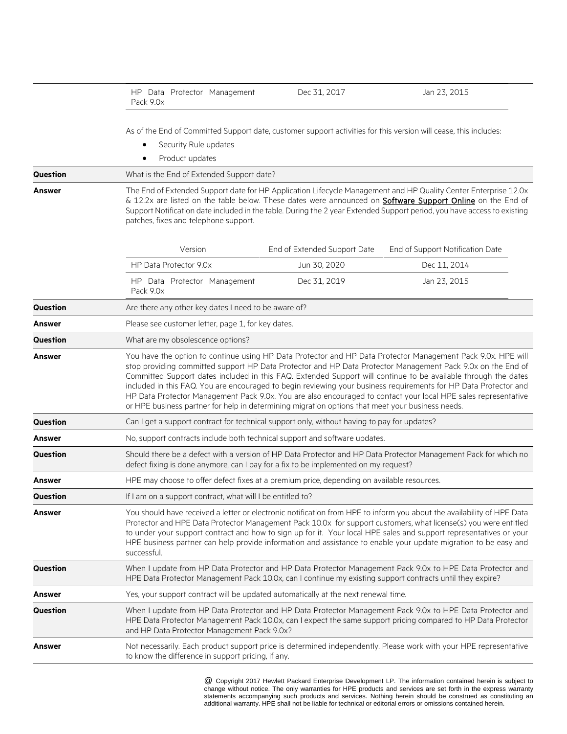| | | |
|---|---|---|
| HP Data Protector Management Pack 9.0x | Dec 31, 2017 | Jan 23, 2015 |

As of the End of Committed Support date, customer support activities for this version will cease, this includes:

- Security Rule updates
- Product updates

| | |
|---|---|
| **Question** | What is the End of Extended Support date? |
| **Answer** | The End of Extended Support date for HP Application Lifecycle Management and HP Quality Center Enterprise 12.0x & 12.2x are listed on the table below. These dates were announced on **Software Support Online** on the End of Support Notification date included in the table. During the 2 year Extended Support period, you have access to existing patches, fixes and telephone support. |

| Version | End of Extended Support Date | End of Support Notification Date |
|---|---|---|
| HP Data Protector 9.0x | Jun 30, 2020 | Dec 11, 2014 |
| HP Data Protector Management Pack 9.0x | Dec 31, 2019 | Jan 23, 2015 |

| | |
|---|---|
| **Question** | Are there any other key dates I need to be aware of? |
| **Answer** | Please see customer letter, page 1, for key dates. |
| **Question** | What are my obsolescence options? |
| **Answer** | You have the option to continue using HP Data Protector and HP Data Protector Management Pack 9.0x. HPE will stop providing committed support HP Data Protector and HP Data Protector Management Pack 9.0x on the End of Committed Support dates included in this FAQ. Extended Support will continue to be available through the dates included in this FAQ. You are encouraged to begin reviewing your business requirements for HP Data Protector and HP Data Protector Management Pack 9.0x. You are also encouraged to contact your local HPE sales representative or HPE business partner for help in determining migration options that meet your business needs. |
| **Question** | Can I get a support contract for technical support only, without having to pay for updates? |
| **Answer** | No, support contracts include both technical support and software updates. |
| **Question** | Should there be a defect with a version of HP Data Protector and HP Data Protector Management Pack for which no defect fixing is done anymore, can I pay for a fix to be implemented on my request? |
| **Answer** | HPE may choose to offer defect fixes at a premium price, depending on available resources. |
| **Question** | If I am on a support contract, what will I be entitled to? |
| **Answer** | You should have received a letter or electronic notification from HPE to inform you about the availability of HPE Data Protector and HPE Data Protector Management Pack 10.0x for support customers, what license(s) you were entitled to under your support contract and how to sign up for it. Your local HPE sales and support representatives or your HPE business partner can help provide information and assistance to enable your update migration to be easy and successful. |
| **Question** | When I update from HP Data Protector and HP Data Protector Management Pack 9.0x to HPE Data Protector and HPE Data Protector Management Pack 10.0x, can I continue my existing support contracts until they expire? |
| **Answer** | Yes, your support contract will be updated automatically at the next renewal time. |
| **Question** | When I update from HP Data Protector and HP Data Protector Management Pack 9.0x to HPE Data Protector and HPE Data Protector Management Pack 10.0x, can I expect the same support pricing compared to HP Data Protector and HP Data Protector Management Pack 9.0x? |
| **Answer** | Not necessarily. Each product support price is determined independently. Please work with your HPE representative to know the difference in support pricing, if any. |

@ Copyright 2017 Hewlett Packard Enterprise Development LP. The information contained herein is subject to change without notice. The only warranties for HPE products and services are set forth in the express warranty statements accompanying such products and services. Nothing herein should be construed as constituting an additional warranty. HPE shall not be liable for technical or editorial errors or omissions contained herein.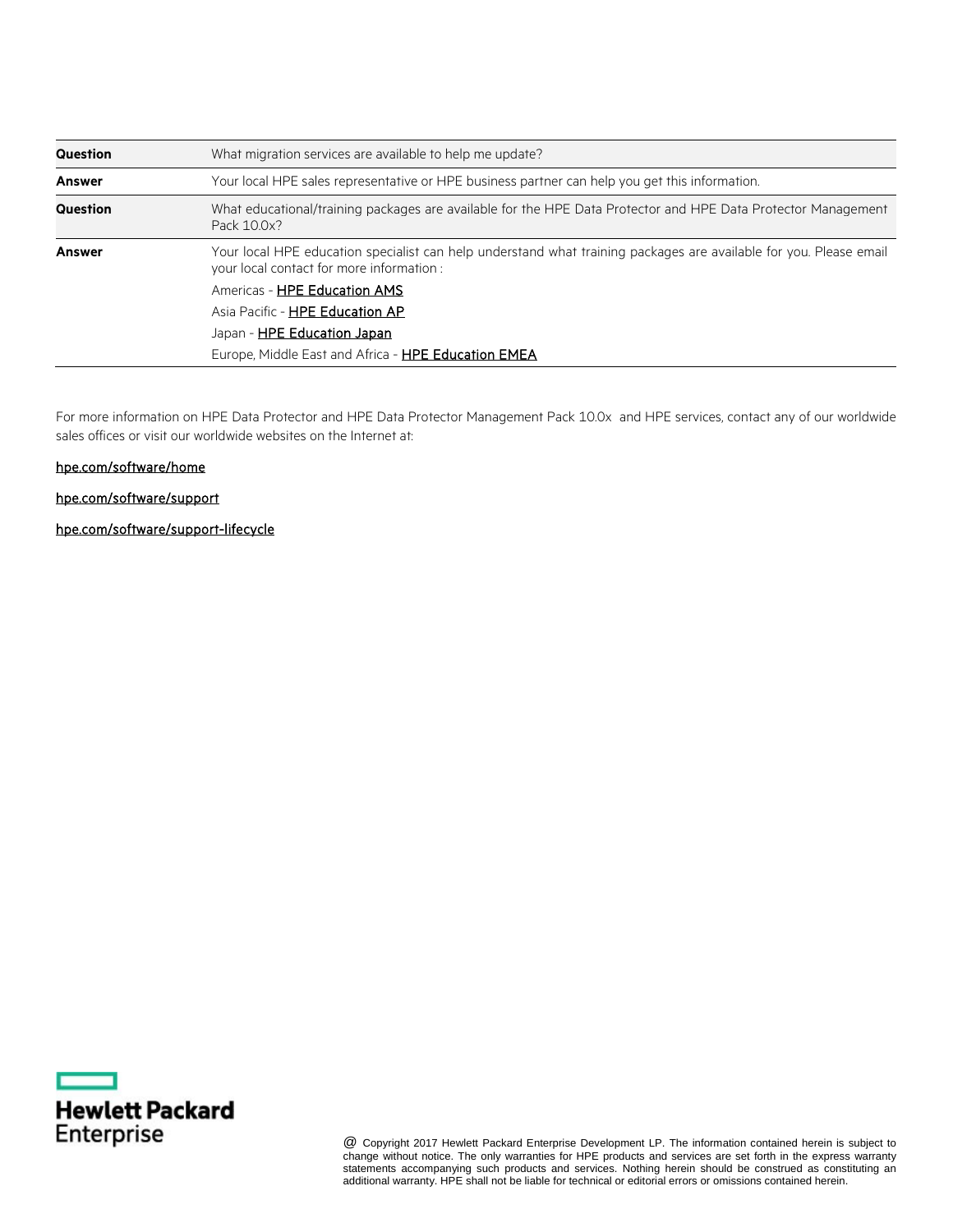| | |
|---|---|
| **Question** | What migration services are available to help me update? |
| **Answer** | Your local HPE sales representative or HPE business partner can help you get this information. |
| **Question** | What educational/training packages are available for the HPE Data Protector and HPE Data Protector Management Pack 10.0x? |
| **Answer** | Your local HPE education specialist can help understand what training packages are available for you. Please email your local contact for more information :<br>Americas - **HPE Education AMS**<br>Asia Pacific - **HPE Education AP**<br>Japan - **HPE Education Japan**<br>Europe, Middle East and Africa - **HPE Education EMEA** |

For more information on HPE Data Protector and HPE Data Protector Management Pack 10.0x and HPE services, contact any of our worldwide sales offices or visit our worldwide websites on the Internet at:

hpe.com/software/home

hpe.com/software/support

hpe.com/software/support-lifecycle

Hewlett Packard Enterprise

@ Copyright 2017 Hewlett Packard Enterprise Development LP. The information contained herein is subject to change without notice. The only warranties for HPE products and services are set forth in the express warranty statements accompanying such products and services. Nothing herein should be construed as constituting an additional warranty. HPE shall not be liable for technical or editorial errors or omissions contained herein.